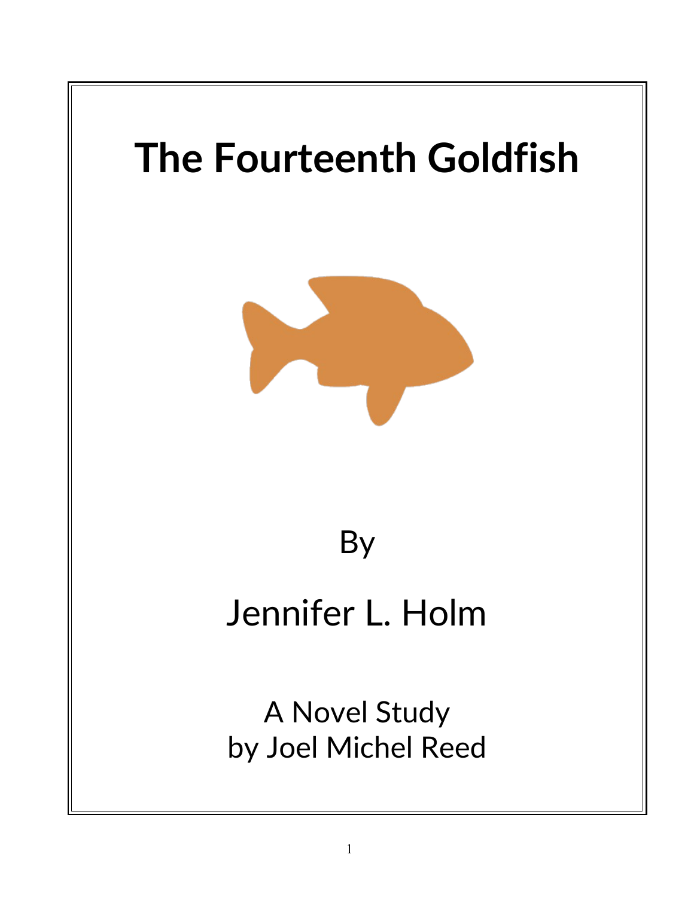# The Fourteenth Goldfish

By

Jennifer L. Holm

A Novel Study
by Joel Michel Reed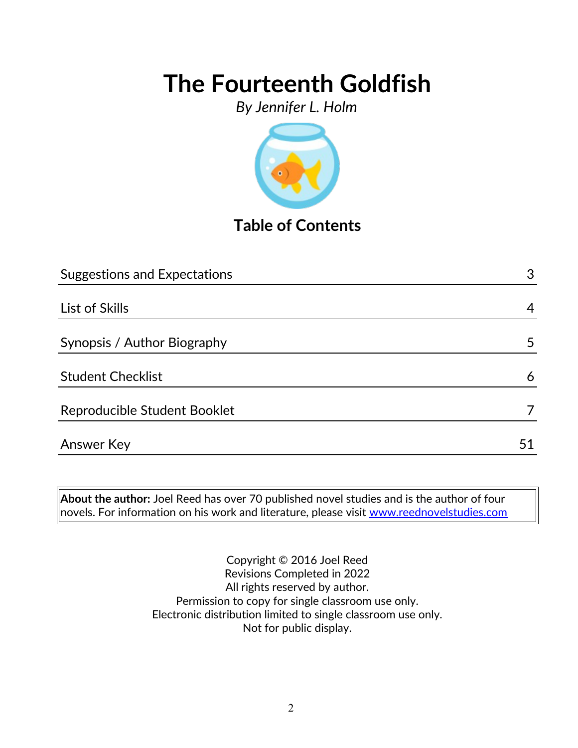# The Fourteenth Goldfish

*By Jennifer L. Holm*

## Table of Contents

| | |
|---|---|
| Suggestions and Expectations | 3 |
| List of Skills | 4 |
| Synopsis / Author Biography | 5 |
| Student Checklist | 6 |
| Reproducible Student Booklet | 7 |
| Answer Key | 51 |

**About the author:** Joel Reed has over 70 published novel studies and is the author of four novels. For information on his work and literature, please visit www.reednovelstudies.com

Copyright © 2016 Joel Reed
Revisions Completed in 2022
All rights reserved by author.
Permission to copy for single classroom use only.
Electronic distribution limited to single classroom use only.
Not for public display.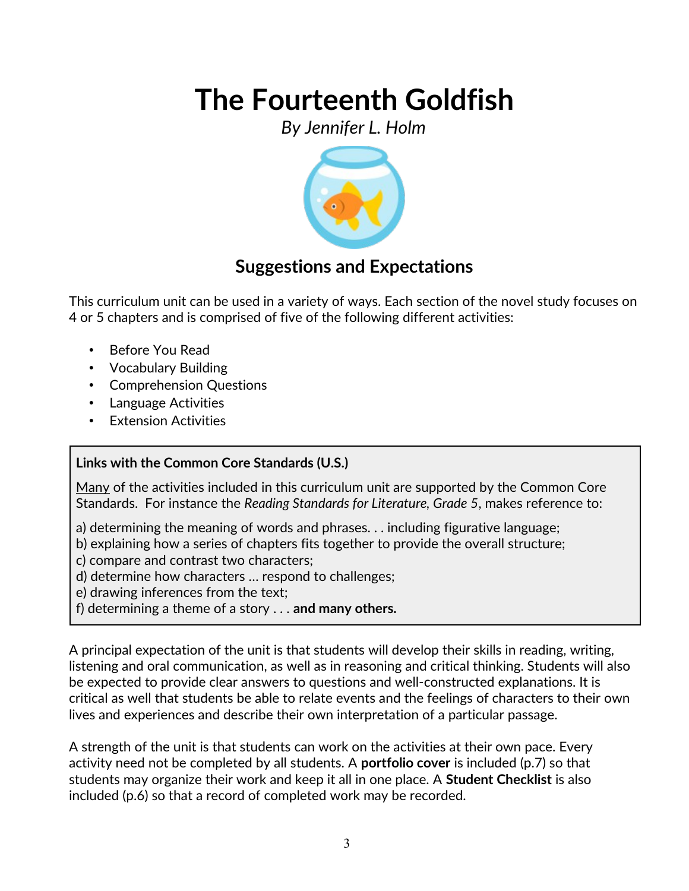# The Fourteenth Goldfish

*By Jennifer L. Holm*

## Suggestions and Expectations

This curriculum unit can be used in a variety of ways. Each section of the novel study focuses on 4 or 5 chapters and is comprised of five of the following different activities:

- Before You Read
- Vocabulary Building
- Comprehension Questions
- Language Activities
- Extension Activities

**Links with the Common Core Standards (U.S.)**

Many of the activities included in this curriculum unit are supported by the Common Core Standards. For instance the *Reading Standards for Literature, Grade 5*, makes reference to:

a) determining the meaning of words and phrases. . . including figurative language;
b) explaining how a series of chapters fits together to provide the overall structure;
c) compare and contrast two characters;
d) determine how characters … respond to challenges;
e) drawing inferences from the text;
f) determining a theme of a story . . . **and many others.**

A principal expectation of the unit is that students will develop their skills in reading, writing, listening and oral communication, as well as in reasoning and critical thinking. Students will also be expected to provide clear answers to questions and well-constructed explanations. It is critical as well that students be able to relate events and the feelings of characters to their own lives and experiences and describe their own interpretation of a particular passage.

A strength of the unit is that students can work on the activities at their own pace. Every activity need not be completed by all students. A **portfolio cover** is included (p.7) so that students may organize their work and keep it all in one place. A **Student Checklist** is also included (p.6) so that a record of completed work may be recorded.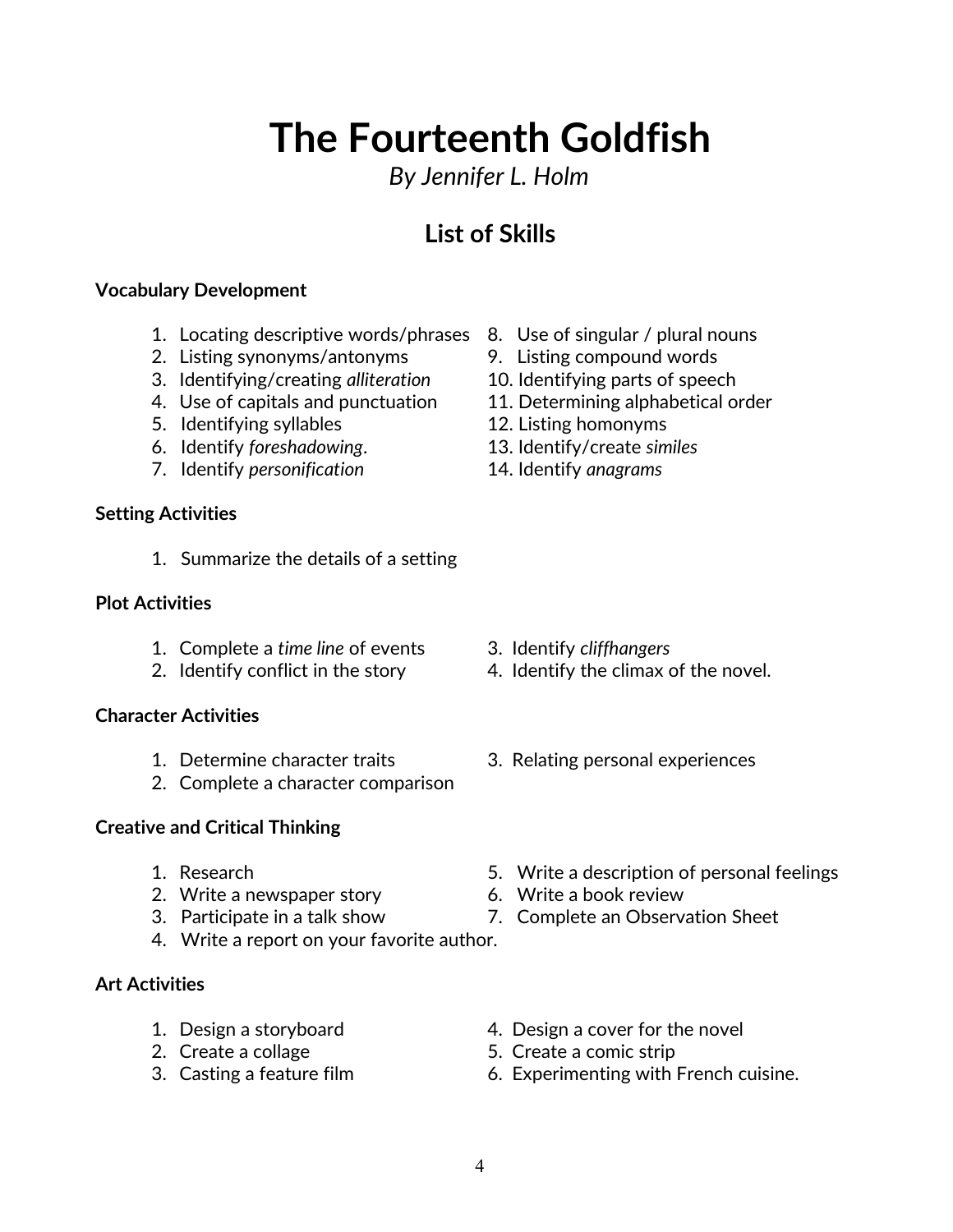# The Fourteenth Goldfish

*By Jennifer L. Holm*

## List of Skills

**Vocabulary Development**

1. Locating descriptive words/phrases
2. Listing synonyms/antonyms
3. Identifying/creating *alliteration*
4. Use of capitals and punctuation
5. Identifying syllables
6. Identify *foreshadowing*.
7. Identify *personification*
8. Use of singular / plural nouns
9. Listing compound words
10. Identifying parts of speech
11. Determining alphabetical order
12. Listing homonyms
13. Identify/create *similes*
14. Identify *anagrams*

**Setting Activities**

1. Summarize the details of a setting

**Plot Activities**

1. Complete a *time line* of events
2. Identify conflict in the story
3. Identify *cliffhangers*
4. Identify the climax of the novel.

**Character Activities**

1. Determine character traits
2. Complete a character comparison
3. Relating personal experiences

**Creative and Critical Thinking**

1. Research
2. Write a newspaper story
3. Participate in a talk show
4. Write a report on your favorite author.
5. Write a description of personal feelings
6. Write a book review
7. Complete an Observation Sheet

**Art Activities**

1. Design a storyboard
2. Create a collage
3. Casting a feature film
4. Design a cover for the novel
5. Create a comic strip
6. Experimenting with French cuisine.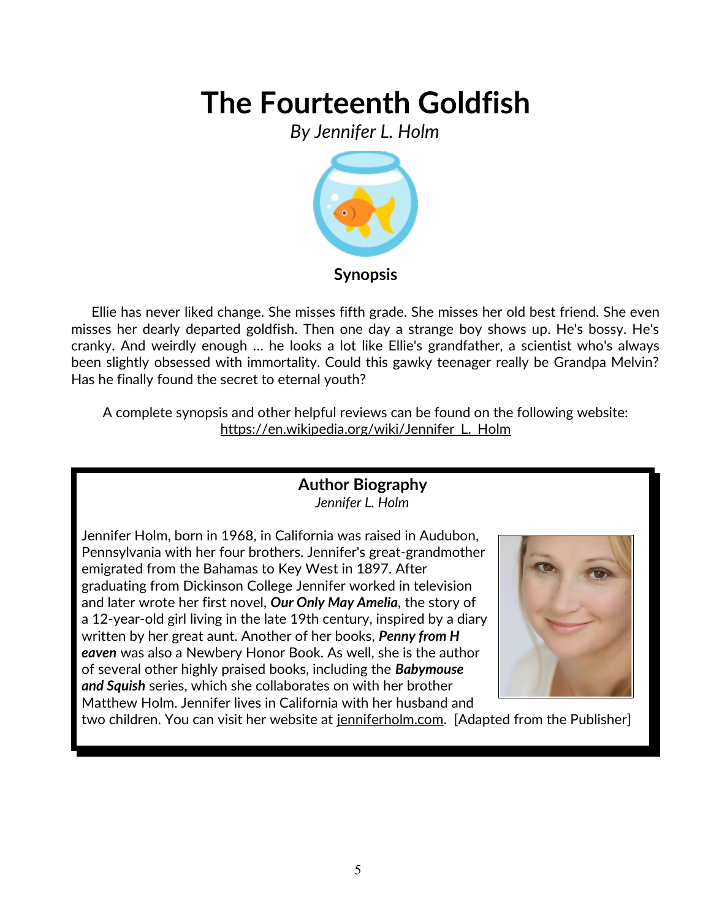# The Fourteenth Goldfish

*By Jennifer L. Holm*

**Synopsis**

Ellie has never liked change. She misses fifth grade. She misses her old best friend. She even misses her dearly departed goldfish. Then one day a strange boy shows up. He's bossy. He's cranky. And weirdly enough … he looks a lot like Ellie's grandfather, a scientist who's always been slightly obsessed with immortality. Could this gawky teenager really be Grandpa Melvin? Has he finally found the secret to eternal youth?

A complete synopsis and other helpful reviews can be found on the following website: https://en.wikipedia.org/wiki/Jennifer_L._Holm

## Author Biography

*Jennifer L. Holm*

Jennifer Holm, born in 1968, in California was raised in Audubon, Pennsylvania with her four brothers. Jennifer's great-grandmother emigrated from the Bahamas to Key West in 1897. After graduating from Dickinson College Jennifer worked in television and later wrote her first novel, ***Our Only May Amelia***, the story of a 12-year-old girl living in the late 19th century, inspired by a diary written by her great aunt. Another of her books, ***Penny from Heaven*** was also a Newbery Honor Book. As well, she is the author of several other highly praised books, including the ***Babymouse and Squish*** series, which she collaborates on with her brother Matthew Holm. Jennifer lives in California with her husband and two children. You can visit her website at jenniferholm.com. [Adapted from the Publisher]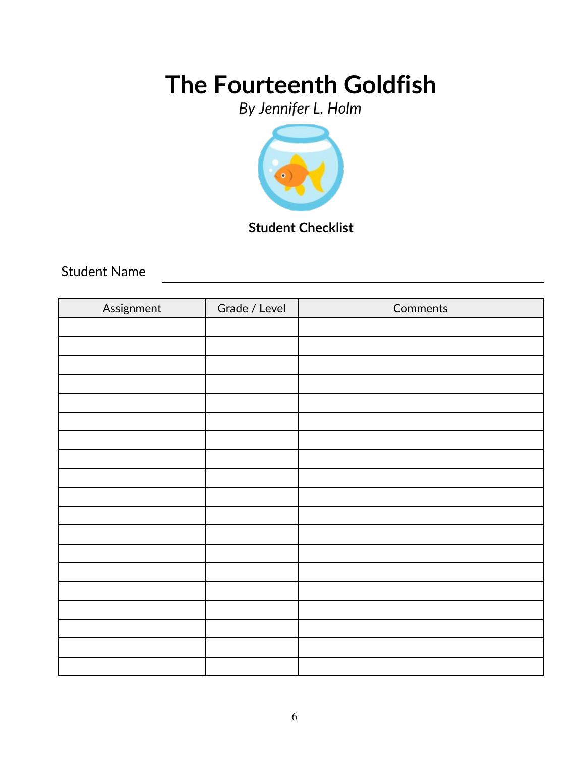# The Fourteenth Goldfish

*By Jennifer L. Holm*

**Student Checklist**

Student Name \_\_\_\_\_\_\_\_\_\_\_\_\_\_\_\_\_\_\_\_\_\_\_\_\_\_\_\_\_\_\_\_\_\_\_\_\_\_\_\_

| Assignment | Grade / Level | Comments |
|---|---|---|
| | | |
| | | |
| | | |
| | | |
| | | |
| | | |
| | | |
| | | |
| | | |
| | | |
| | | |
| | | |
| | | |
| | | |
| | | |
| | | |
| | | |
| | | |
| | | |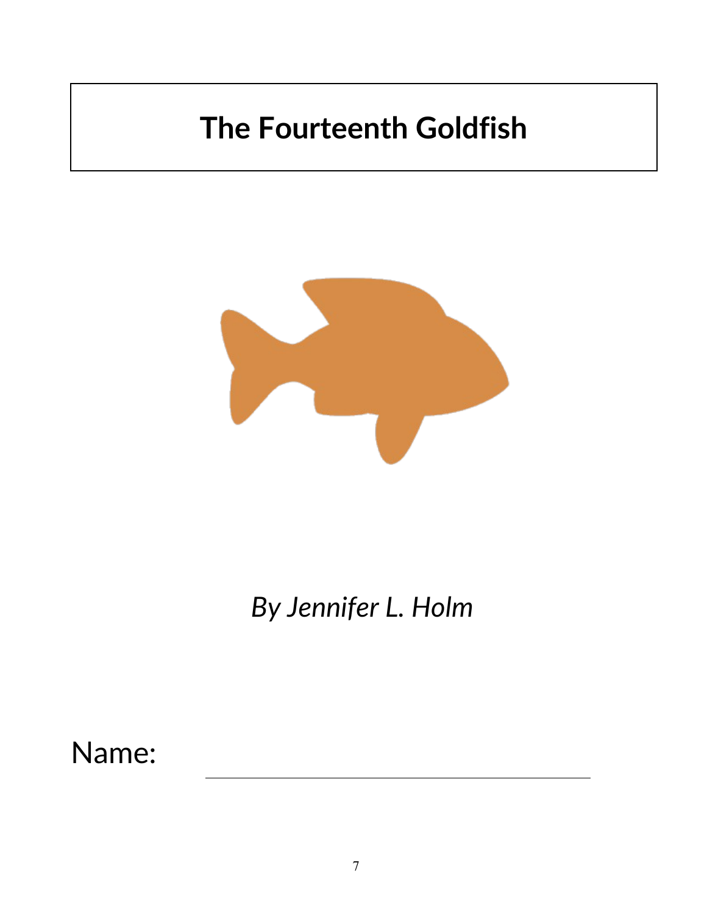# The Fourteenth Goldfish

*By Jennifer L. Holm*

Name: ____________________________________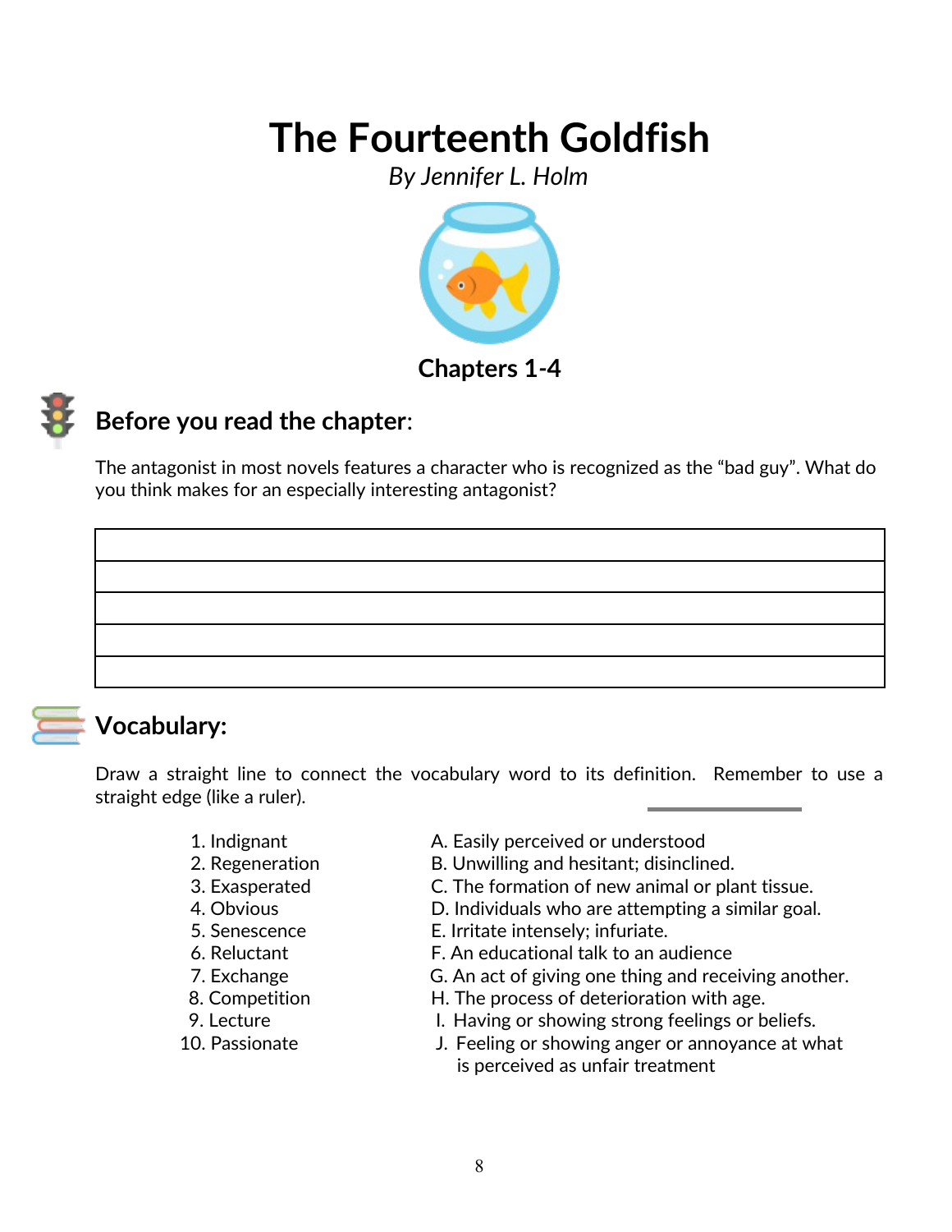# The Fourteenth Goldfish

*By Jennifer L. Holm*

## Chapters 1-4

## Before you read the chapter:

The antagonist in most novels features a character who is recognized as the "bad guy". What do you think makes for an especially interesting antagonist?

|  |
|---|
|  |
|  |
|  |
|  |
|  |

## Vocabulary:

Draw a straight line to connect the vocabulary word to its definition. Remember to use a straight edge (like a ruler).

| | |
|---|---|
| 1. Indignant | A. Easily perceived or understood |
| 2. Regeneration | B. Unwilling and hesitant; disinclined. |
| 3. Exasperated | C. The formation of new animal or plant tissue. |
| 4. Obvious | D. Individuals who are attempting a similar goal. |
| 5. Senescence | E. Irritate intensely; infuriate. |
| 6. Reluctant | F. An educational talk to an audience |
| 7. Exchange | G. An act of giving one thing and receiving another. |
| 8. Competition | H. The process of deterioration with age. |
| 9. Lecture | I. Having or showing strong feelings or beliefs. |
| 10. Passionate | J. Feeling or showing anger or annoyance at what is perceived as unfair treatment |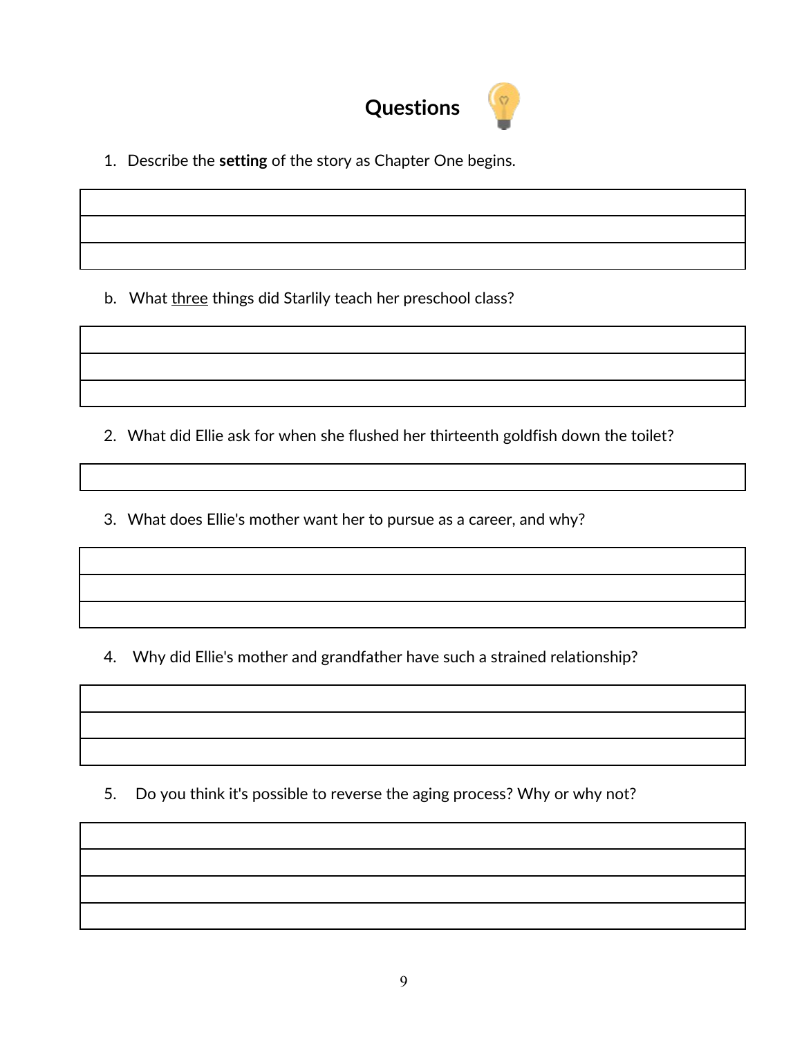## Questions

1. Describe the **setting** of the story as Chapter One begins.

b. What <u>three</u> things did Starlily teach her preschool class?

2. What did Ellie ask for when she flushed her thirteenth goldfish down the toilet?

3. What does Ellie's mother want her to pursue as a career, and why?

4. Why did Ellie's mother and grandfather have such a strained relationship?

5. Do you think it's possible to reverse the aging process? Why or why not?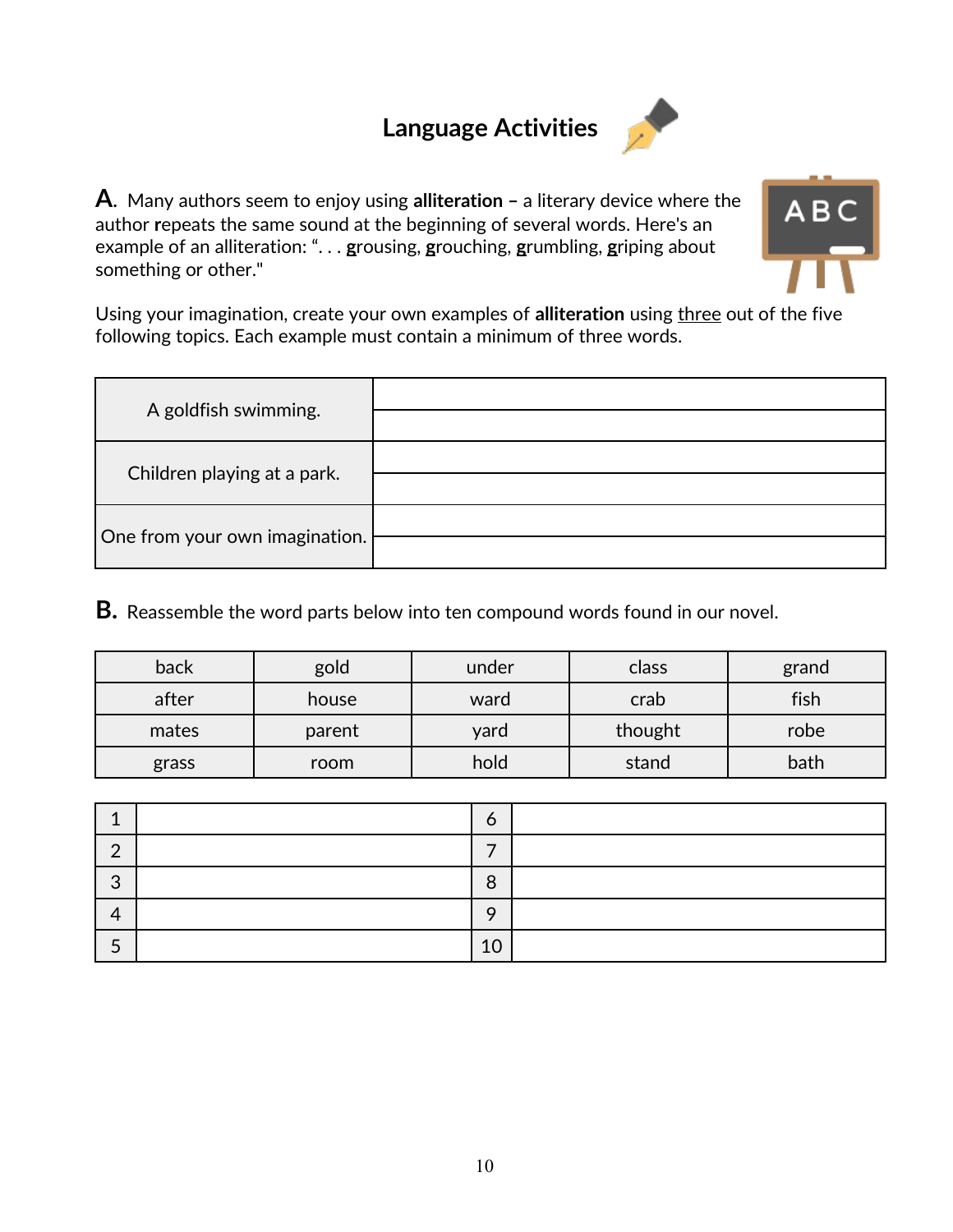# Language Activities

**A.** Many authors seem to enjoy using **alliteration –** a literary device where the author **r**epeats the same sound at the beginning of several words. Here's an example of an alliteration: ". . . **g**rousing, **g**rouching, **g**rumbling, **g**riping about something or other."

Using your imagination, create your own examples of **alliteration** using three out of the five following topics. Each example must contain a minimum of three words.

| | |
|---|---|
| A goldfish swimming. | |
| | |
| Children playing at a park. | |
| | |
| One from your own imagination. | |
| | |

**B.** Reassemble the word parts below into ten compound words found in our novel.

| | | | | |
|---|---|---|---|---|
| back | gold | under | class | grand |
| after | house | ward | crab | fish |
| mates | parent | yard | thought | robe |
| grass | room | hold | stand | bath |

| | | | |
|---|---|---|---|
| 1 | | 6 | |
| 2 | | 7 | |
| 3 | | 8 | |
| 4 | | 9 | |
| 5 | | 10 | |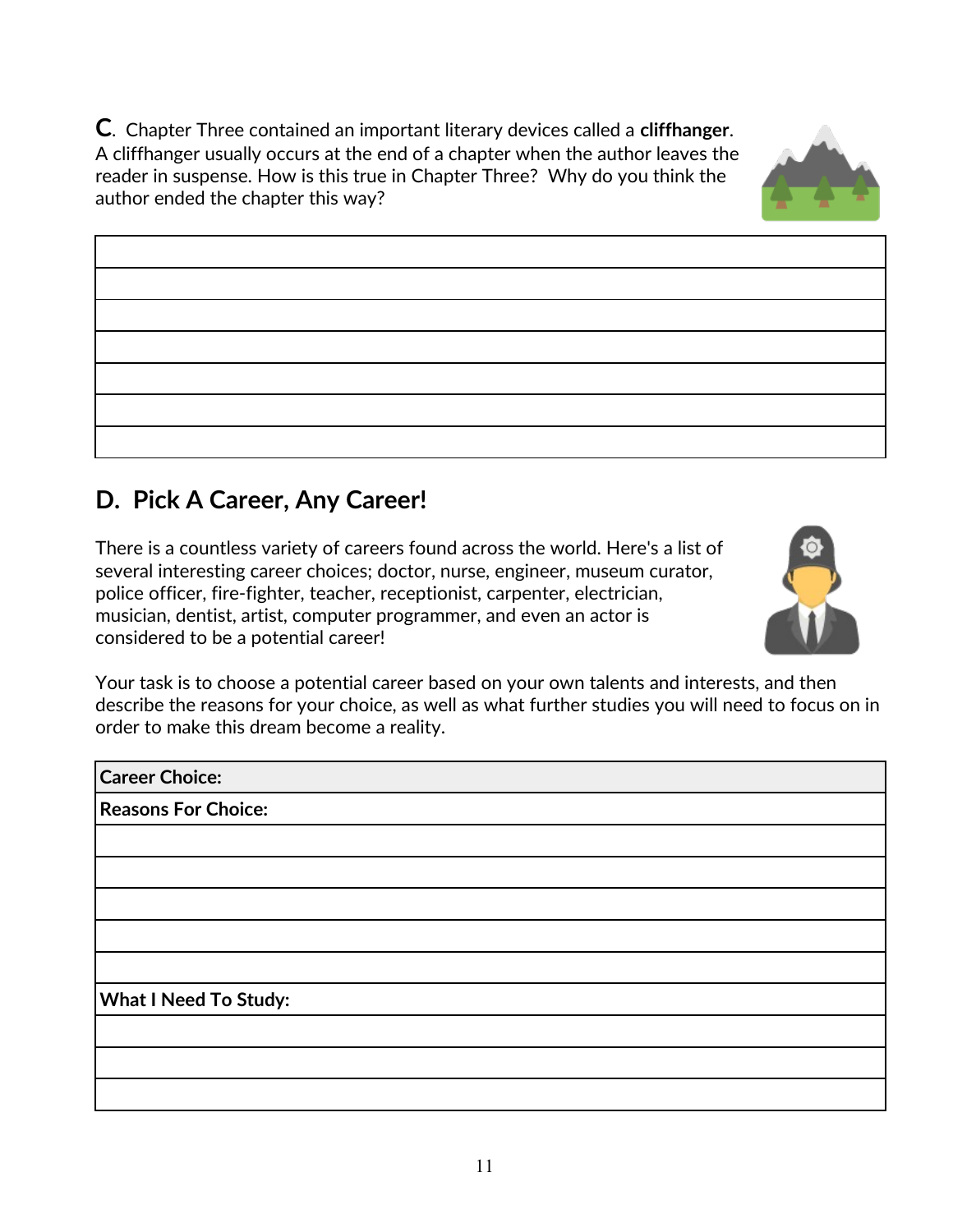**C**. Chapter Three contained an important literary devices called a **cliffhanger**. A cliffhanger usually occurs at the end of a chapter when the author leaves the reader in suspense. How is this true in Chapter Three? Why do you think the author ended the chapter this way?

| |
|---|
| |
| |
| |
| |
| |
| |

## D. Pick A Career, Any Career!

There is a countless variety of careers found across the world. Here's a list of several interesting career choices; doctor, nurse, engineer, museum curator, police officer, fire-fighter, teacher, receptionist, carpenter, electrician, musician, dentist, artist, computer programmer, and even an actor is considered to be a potential career!

Your task is to choose a potential career based on your own talents and interests, and then describe the reasons for your choice, as well as what further studies you will need to focus on in order to make this dream become a reality.

| **Career Choice:** |
|---|
| **Reasons For Choice:** |
| |
| |
| |
| |
| |
| **What I Need To Study:** |
| |
| |
| |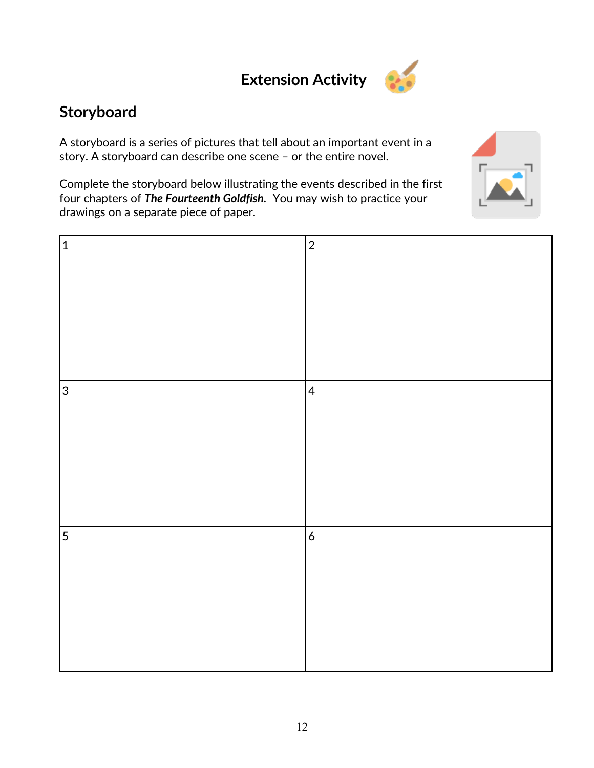# Extension Activity

## Storyboard

A storyboard is a series of pictures that tell about an important event in a story. A storyboard can describe one scene – or the entire novel.

Complete the storyboard below illustrating the events described in the first four chapters of ***The Fourteenth Goldfish.*** You may wish to practice your drawings on a separate piece of paper.

| | |
|---|---|
| 1 | 2 |
| 3 | 4 |
| 5 | 6 |